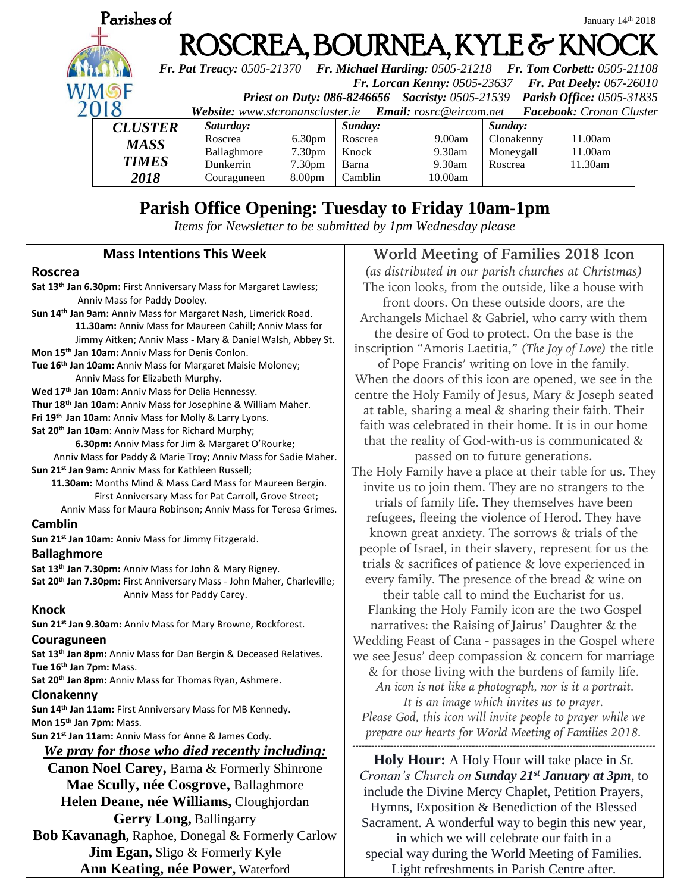Parishes of

January 14th 2018

# ROSCREA, BOURNEA, KYLE & KNOCK

***Fr. Pat Treacy:*** *0505-21370* ***Fr. Michael Harding:*** *0505-21218* ***Fr. Tom Corbett:*** *0505-21108*
***Fr. Lorcan Kenny:*** *0505-23637* ***Fr. Pat Deely:*** *067-26010*
***Priest on Duty: 086-8246656*** ***Sacristy:*** *0505-21539* ***Parish Office:*** *0505-31835*
***Website:*** *www.stcronanscluster.ie* ***Email:*** *rosrc@eircom.net* ***Facebook:*** *Cronan Cluster*

WMOF 2018

| ***CLUSTER MASS TIMES 2018*** | ***Saturday:*** | | ***Sunday:*** | | ***Sunday:*** | |
|---|---|---|---|---|---|---|
| | Roscrea | 6.30pm | Roscrea | 9.00am | Clonakenny | 11.00am |
| | Ballaghmore | 7.30pm | Knock | 9.30am | Moneygall | 11.00am |
| | Dunkerrin | 7.30pm | Barna | 9.30am | Roscrea | 11.30am |
| | Couraguneen | 8.00pm | Camblin | 10.00am | | |

## Parish Office Opening: Tuesday to Friday 10am-1pm

*Items for Newsletter to be submitted by 1pm Wednesday please*

### Mass Intentions This Week

**Roscrea**

**Sat 13th Jan 6.30pm:** First Anniversary Mass for Margaret Lawless; Anniv Mass for Paddy Dooley.
**Sun 14th Jan 9am:** Anniv Mass for Margaret Nash, Limerick Road.
**11.30am:** Anniv Mass for Maureen Cahill; Anniv Mass for Jimmy Aitken; Anniv Mass - Mary & Daniel Walsh, Abbey St.
**Mon 15th Jan 10am:** Anniv Mass for Denis Conlon.
**Tue 16th Jan 10am:** Anniv Mass for Margaret Maisie Moloney; Anniv Mass for Elizabeth Murphy.
**Wed 17th Jan 10am:** Anniv Mass for Delia Hennessy.
**Thur 18th Jan 10am:** Anniv Mass for Josephine & William Maher.
**Fri 19th Jan 10am:** Anniv Mass for Molly & Larry Lyons.
**Sat 20th Jan 10am**: Anniv Mass for Richard Murphy;
**6.30pm:** Anniv Mass for Jim & Margaret O'Rourke; Anniv Mass for Paddy & Marie Troy; Anniv Mass for Sadie Maher.
**Sun 21st Jan 9am:** Anniv Mass for Kathleen Russell;
**11.30am:** Months Mind & Mass Card Mass for Maureen Bergin. First Anniversary Mass for Pat Carroll, Grove Street; Anniv Mass for Maura Robinson; Anniv Mass for Teresa Grimes.

**Camblin**

**Sun 21st Jan 10am:** Anniv Mass for Jimmy Fitzgerald.

**Ballaghmore**

**Sat 13th Jan 7.30pm:** Anniv Mass for John & Mary Rigney.
**Sat 20th Jan 7.30pm:** First Anniversary Mass - John Maher, Charleville; Anniv Mass for Paddy Carey.

**Knock**

**Sun 21st Jan 9.30am:** Anniv Mass for Mary Browne, Rockforest.

**Couraguneen**

**Sat 13th Jan 8pm:** Anniv Mass for Dan Bergin & Deceased Relatives.
**Tue 16th Jan 7pm:** Mass.
**Sat 20th Jan 8pm:** Anniv Mass for Thomas Ryan, Ashmere.

**Clonakenny**

**Sun 14th Jan 11am:** First Anniversary Mass for MB Kennedy.
**Mon 15th Jan 7pm:** Mass.
**Sun 21st Jan 11am:** Anniv Mass for Anne & James Cody.

***We pray for those who died recently including:***

**Canon Noel Carey,** Barna & Formerly Shinrone
**Mae Scully, née Cosgrove,** Ballaghmore
**Helen Deane, née Williams,** Cloughjordan
**Gerry Long,** Ballingarry
**Bob Kavanagh,** Raphoe, Donegal & Formerly Carlow
**Jim Egan,** Sligo & Formerly Kyle
**Ann Keating, née Power,** Waterford

### World Meeting of Families 2018 Icon

*(as distributed in our parish churches at Christmas)*

The icon looks, from the outside, like a house with front doors. On these outside doors, are the Archangels Michael & Gabriel, who carry with them the desire of God to protect. On the base is the inscription "Amoris Laetitia," *(The Joy of Love)* the title of Pope Francis' writing on love in the family. When the doors of this icon are opened, we see in the centre the Holy Family of Jesus, Mary & Joseph seated at table, sharing a meal & sharing their faith. Their faith was celebrated in their home. It is in our home that the reality of God-with-us is communicated & passed on to future generations.

The Holy Family have a place at their table for us. They invite us to join them. They are no strangers to the trials of family life. They themselves have been refugees, fleeing the violence of Herod. They have known great anxiety. The sorrows & trials of the people of Israel, in their slavery, represent for us the trials & sacrifices of patience & love experienced in every family. The presence of the bread & wine on their table call to mind the Eucharist for us. Flanking the Holy Family icon are the two Gospel narratives: the Raising of Jairus' Daughter & the Wedding Feast of Cana - passages in the Gospel where we see Jesus' deep compassion & concern for marriage & for those living with the burdens of family life.

*An icon is not like a photograph, nor is it a portrait. It is an image which invites us to prayer. Please God, this icon will invite people to prayer while we prepare our hearts for World Meeting of Families 2018.*

---

**Holy Hour:** A Holy Hour will take place in *St. Cronan's Church on* ***Sunday 21st January at 3pm****,* to include the Divine Mercy Chaplet, Petition Prayers, Hymns, Exposition & Benediction of the Blessed Sacrament. A wonderful way to begin this new year, in which we will celebrate our faith in a special way during the World Meeting of Families. Light refreshments in Parish Centre after.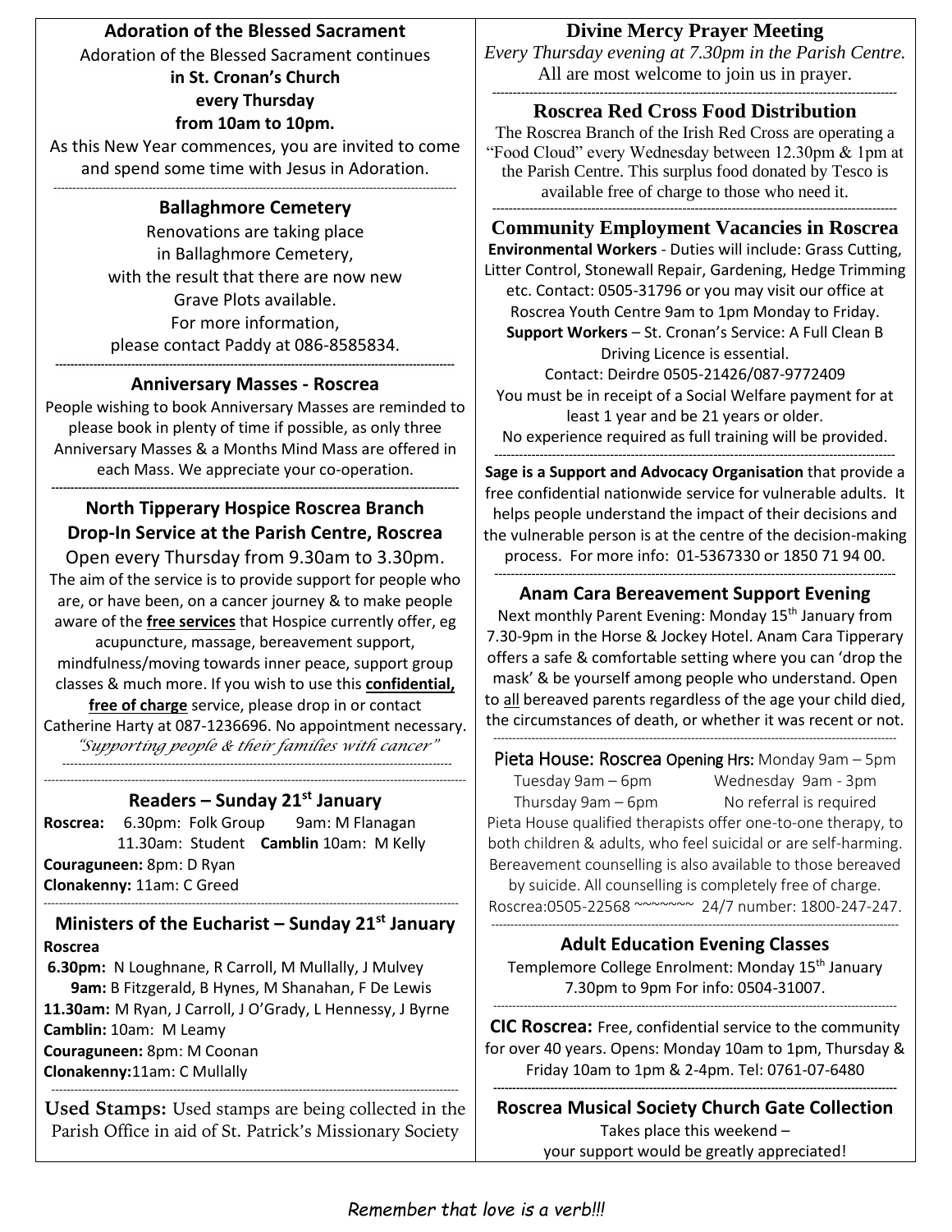## Adoration of the Blessed Sacrament

Adoration of the Blessed Sacrament continues
**in St. Cronan's Church**
**every Thursday**
**from 10am to 10pm.**
As this New Year commences, you are invited to come and spend some time with Jesus in Adoration.

## Ballaghmore Cemetery

Renovations are taking place in Ballaghmore Cemetery, with the result that there are now new Grave Plots available.
For more information, please contact Paddy at 086-8585834.

## Anniversary Masses - Roscrea

People wishing to book Anniversary Masses are reminded to please book in plenty of time if possible, as only three Anniversary Masses & a Months Mind Mass are offered in each Mass. We appreciate your co-operation.

## North Tipperary Hospice Roscrea Branch Drop-In Service at the Parish Centre, Roscrea

Open every Thursday from 9.30am to 3.30pm.
The aim of the service is to provide support for people who are, or have been, on a cancer journey & to make people aware of the **free services** that Hospice currently offer, eg acupuncture, massage, bereavement support, mindfulness/moving towards inner peace, support group classes & much more. If you wish to use this **confidential, free of charge** service, please drop in or contact Catherine Harty at 087-1236696. No appointment necessary.

*"Supporting people & their families with cancer"*

## Readers – Sunday 21st January

**Roscrea:** 6.30pm: Folk Group 9am: M Flanagan
11.30am: Student **Camblin** 10am: M Kelly
**Couraguneen:** 8pm: D Ryan
**Clonakenny:** 11am: C Greed

## Ministers of the Eucharist – Sunday 21st January

**Roscrea**
**6.30pm:** N Loughnane, R Carroll, M Mullally, J Mulvey
**9am:** B Fitzgerald, B Hynes, M Shanahan, F De Lewis
**11.30am:** M Ryan, J Carroll, J O'Grady, L Hennessy, J Byrne
**Camblin:** 10am: M Leamy
**Couraguneen:** 8pm: M Coonan
**Clonakenny:** 11am: C Mullally

**Used Stamps:** Used stamps are being collected in the Parish Office in aid of St. Patrick's Missionary Society

## Divine Mercy Prayer Meeting

*Every Thursday evening at 7.30pm in the Parish Centre.*
All are most welcome to join us in prayer.

## Roscrea Red Cross Food Distribution

The Roscrea Branch of the Irish Red Cross are operating a "Food Cloud" every Wednesday between 12.30pm & 1pm at the Parish Centre. This surplus food donated by Tesco is available free of charge to those who need it.

## Community Employment Vacancies in Roscrea

**Environmental Workers** - Duties will include: Grass Cutting, Litter Control, Stonewall Repair, Gardening, Hedge Trimming etc. Contact: 0505-31796 or you may visit our office at Roscrea Youth Centre 9am to 1pm Monday to Friday.
**Support Workers** – St. Cronan's Service: A Full Clean B Driving Licence is essential.
Contact: Deirdre 0505-21426/087-9772409
You must be in receipt of a Social Welfare payment for at least 1 year and be 21 years or older.
No experience required as full training will be provided.

**Sage is a Support and Advocacy Organisation** that provide a free confidential nationwide service for vulnerable adults. It helps people understand the impact of their decisions and the vulnerable person is at the centre of the decision-making process. For more info: 01-5367330 or 1850 71 94 00.

## Anam Cara Bereavement Support Evening

Next monthly Parent Evening: Monday 15th January from 7.30-9pm in the Horse & Jockey Hotel. Anam Cara Tipperary offers a safe & comfortable setting where you can 'drop the mask' & be yourself among people who understand. Open to all bereaved parents regardless of the age your child died, the circumstances of death, or whether it was recent or not.

**Pieta House: Roscrea** Opening Hrs: Monday 9am – 5pm
Tuesday 9am – 6pm Wednesday 9am - 3pm
Thursday 9am – 6pm No referral is required
Pieta House qualified therapists offer one-to-one therapy, to both children & adults, who feel suicidal or are self-harming. Bereavement counselling is also available to those bereaved by suicide. All counselling is completely free of charge.
Roscrea:0505-22568 ~~~~~~~ 24/7 number: 1800-247-247.

## Adult Education Evening Classes

Templemore College Enrolment: Monday 15th January
7.30pm to 9pm For info: 0504-31007.

**CIC Roscrea:** Free, confidential service to the community for over 40 years. Opens: Monday 10am to 1pm, Thursday & Friday 10am to 1pm & 2-4pm. Tel: 0761-07-6480

## Roscrea Musical Society Church Gate Collection

Takes place this weekend –
your support would be greatly appreciated!

*Remember that love is a verb!!!*